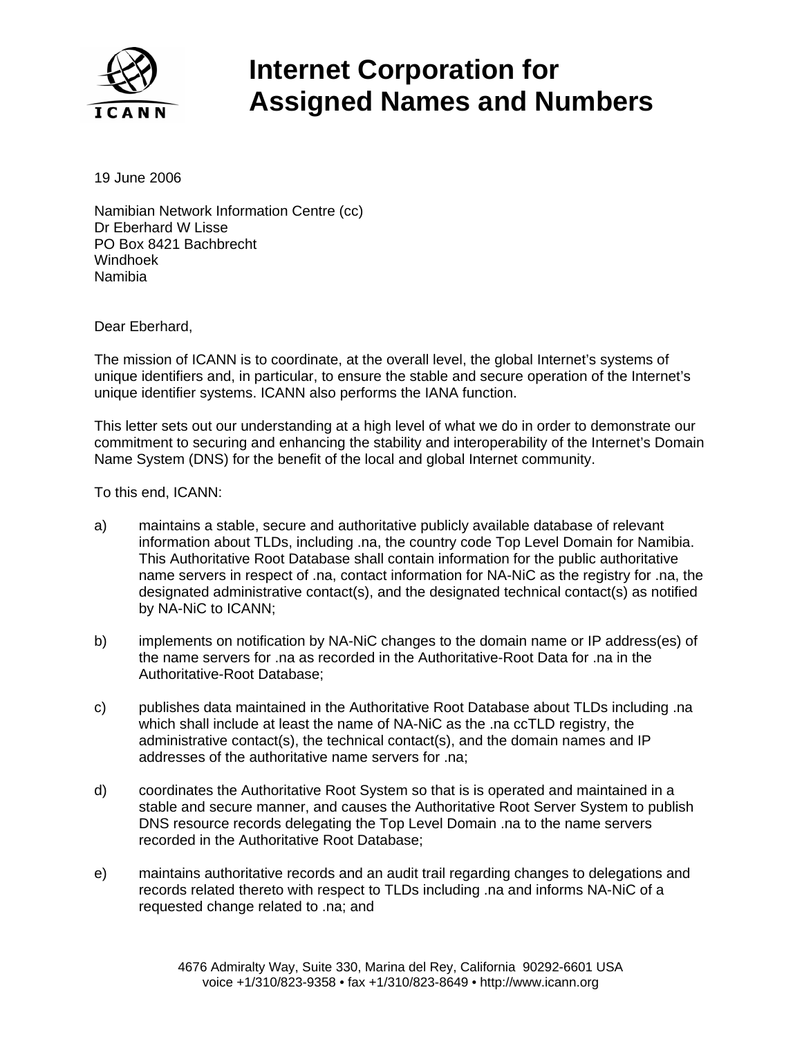# Internet Corporation for Assigned Names and Numbers

19 June 2006

Namibian Network Information Centre (cc)
Dr Eberhard W Lisse
PO Box 8421 Bachbrecht
Windhoek
Namibia

Dear Eberhard,

The mission of ICANN is to coordinate, at the overall level, the global Internet's systems of unique identifiers and, in particular, to ensure the stable and secure operation of the Internet's unique identifier systems. ICANN also performs the IANA function.

This letter sets out our understanding at a high level of what we do in order to demonstrate our commitment to securing and enhancing the stability and interoperability of the Internet's Domain Name System (DNS) for the benefit of the local and global Internet community.

To this end, ICANN:

a) maintains a stable, secure and authoritative publicly available database of relevant information about TLDs, including .na, the country code Top Level Domain for Namibia. This Authoritative Root Database shall contain information for the public authoritative name servers in respect of .na, contact information for NA-NiC as the registry for .na, the designated administrative contact(s), and the designated technical contact(s) as notified by NA-NiC to ICANN;

b) implements on notification by NA-NiC changes to the domain name or IP address(es) of the name servers for .na as recorded in the Authoritative-Root Data for .na in the Authoritative-Root Database;

c) publishes data maintained in the Authoritative Root Database about TLDs including .na which shall include at least the name of NA-NiC as the .na ccTLD registry, the administrative contact(s), the technical contact(s), and the domain names and IP addresses of the authoritative name servers for .na;

d) coordinates the Authoritative Root System so that is is operated and maintained in a stable and secure manner, and causes the Authoritative Root Server System to publish DNS resource records delegating the Top Level Domain .na to the name servers recorded in the Authoritative Root Database;

e) maintains authoritative records and an audit trail regarding changes to delegations and records related thereto with respect to TLDs including .na and informs NA-NiC of a requested change related to .na; and

4676 Admiralty Way, Suite 330, Marina del Rey, California 90292-6601 USA
voice +1/310/823-9358 • fax +1/310/823-8649 • http://www.icann.org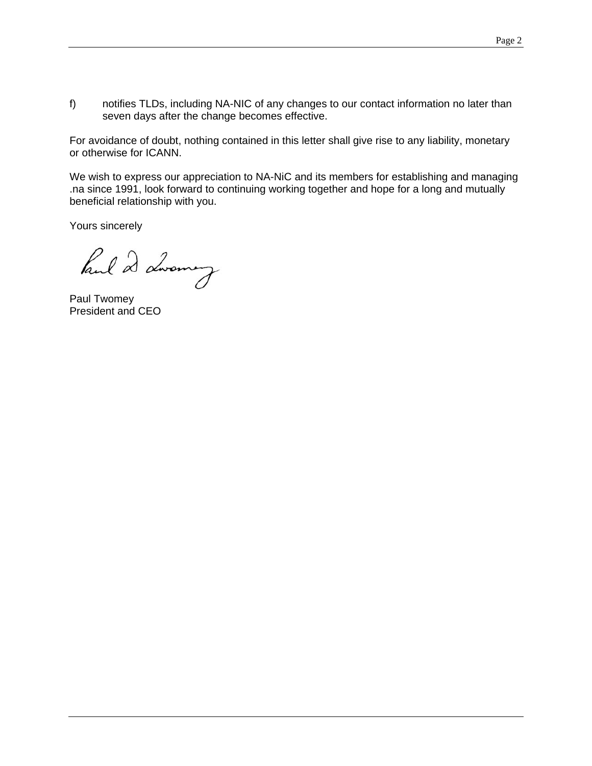f) notifies TLDs, including NA-NIC of any changes to our contact information no later than seven days after the change becomes effective.

For avoidance of doubt, nothing contained in this letter shall give rise to any liability, monetary or otherwise for ICANN.

We wish to express our appreciation to NA-NiC and its members for establishing and managing .na since 1991, look forward to continuing working together and hope for a long and mutually beneficial relationship with you.

Yours sincerely

Paul Twomey  
President and CEO